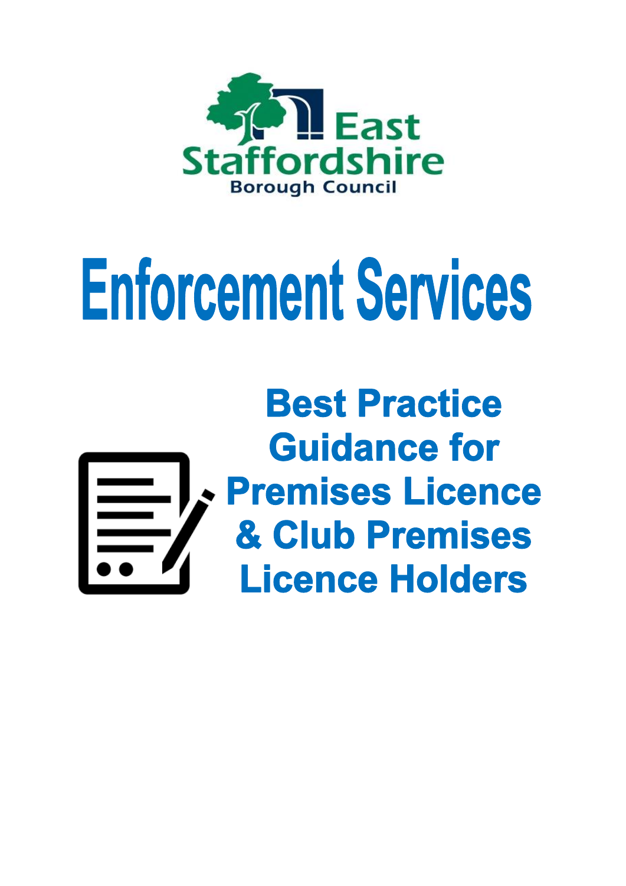East Staffordshire Borough Council

# Enforcement Services

## Best Practice Guidance for Premises Licence & Club Premises Licence Holders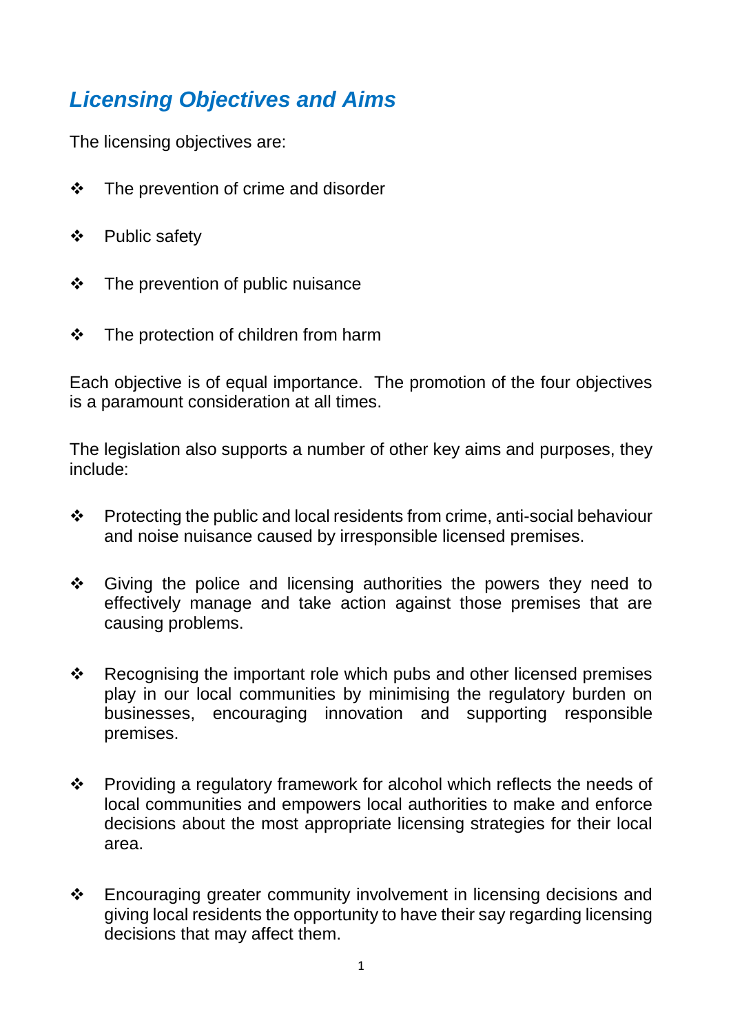## *Licensing Objectives and Aims*

The licensing objectives are:

- The prevention of crime and disorder
- Public safety
- The prevention of public nuisance
- The protection of children from harm

Each objective is of equal importance. The promotion of the four objectives is a paramount consideration at all times.

The legislation also supports a number of other key aims and purposes, they include:

- Protecting the public and local residents from crime, anti-social behaviour and noise nuisance caused by irresponsible licensed premises.
- Giving the police and licensing authorities the powers they need to effectively manage and take action against those premises that are causing problems.
- Recognising the important role which pubs and other licensed premises play in our local communities by minimising the regulatory burden on businesses, encouraging innovation and supporting responsible premises.
- Providing a regulatory framework for alcohol which reflects the needs of local communities and empowers local authorities to make and enforce decisions about the most appropriate licensing strategies for their local area.
- Encouraging greater community involvement in licensing decisions and giving local residents the opportunity to have their say regarding licensing decisions that may affect them.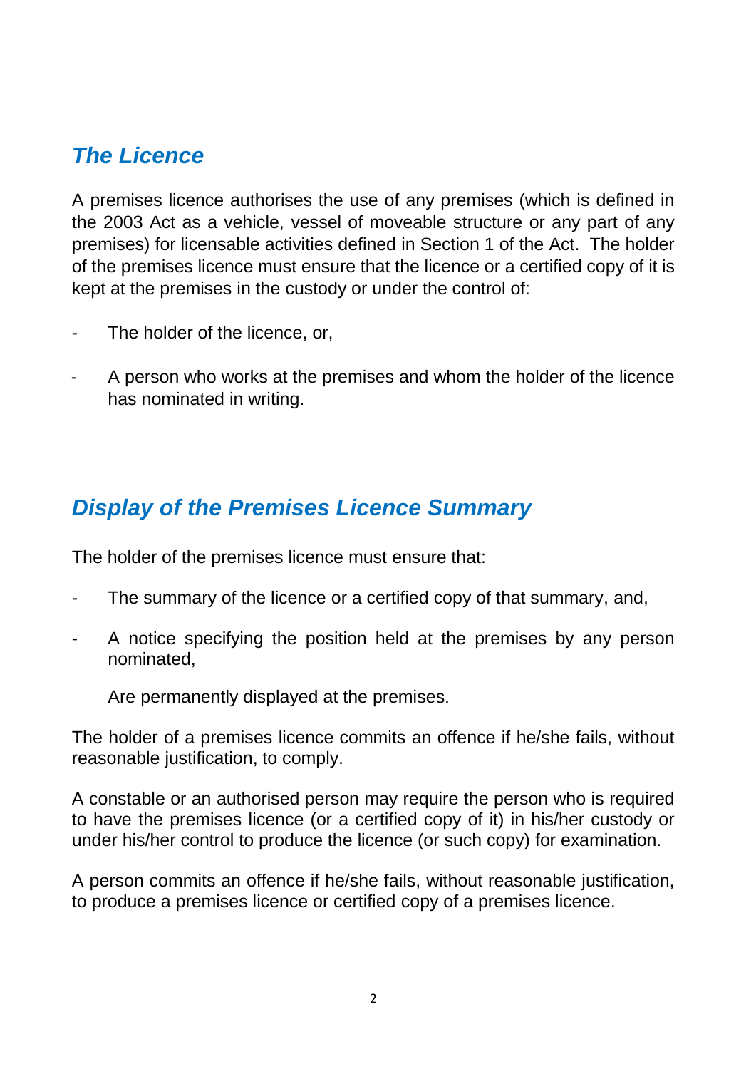## *The Licence*

A premises licence authorises the use of any premises (which is defined in the 2003 Act as a vehicle, vessel of moveable structure or any part of any premises) for licensable activities defined in Section 1 of the Act. The holder of the premises licence must ensure that the licence or a certified copy of it is kept at the premises in the custody or under the control of:

- The holder of the licence, or,
- A person who works at the premises and whom the holder of the licence has nominated in writing.

## *Display of the Premises Licence Summary*

The holder of the premises licence must ensure that:

- The summary of the licence or a certified copy of that summary, and,
- A notice specifying the position held at the premises by any person nominated,

  Are permanently displayed at the premises.

The holder of a premises licence commits an offence if he/she fails, without reasonable justification, to comply.

A constable or an authorised person may require the person who is required to have the premises licence (or a certified copy of it) in his/her custody or under his/her control to produce the licence (or such copy) for examination.

A person commits an offence if he/she fails, without reasonable justification, to produce a premises licence or certified copy of a premises licence.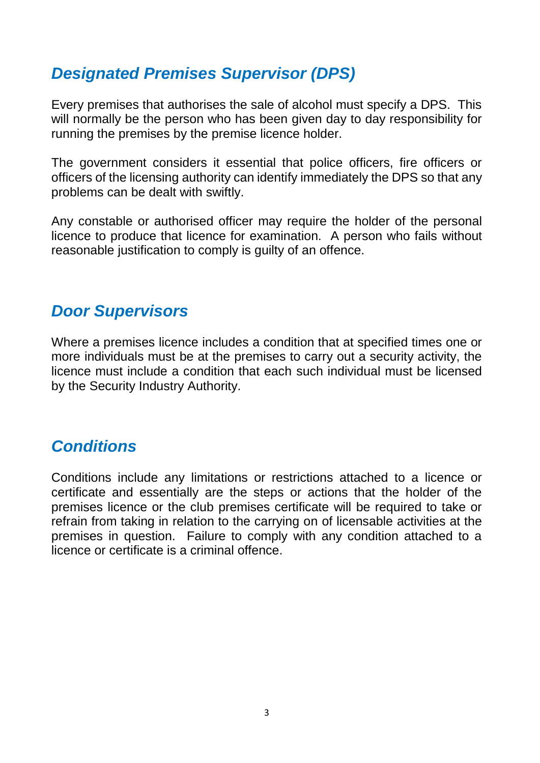## *Designated Premises Supervisor (DPS)*

Every premises that authorises the sale of alcohol must specify a DPS. This will normally be the person who has been given day to day responsibility for running the premises by the premise licence holder.

The government considers it essential that police officers, fire officers or officers of the licensing authority can identify immediately the DPS so that any problems can be dealt with swiftly.

Any constable or authorised officer may require the holder of the personal licence to produce that licence for examination. A person who fails without reasonable justification to comply is guilty of an offence.

## *Door Supervisors*

Where a premises licence includes a condition that at specified times one or more individuals must be at the premises to carry out a security activity, the licence must include a condition that each such individual must be licensed by the Security Industry Authority.

## *Conditions*

Conditions include any limitations or restrictions attached to a licence or certificate and essentially are the steps or actions that the holder of the premises licence or the club premises certificate will be required to take or refrain from taking in relation to the carrying on of licensable activities at the premises in question. Failure to comply with any condition attached to a licence or certificate is a criminal offence.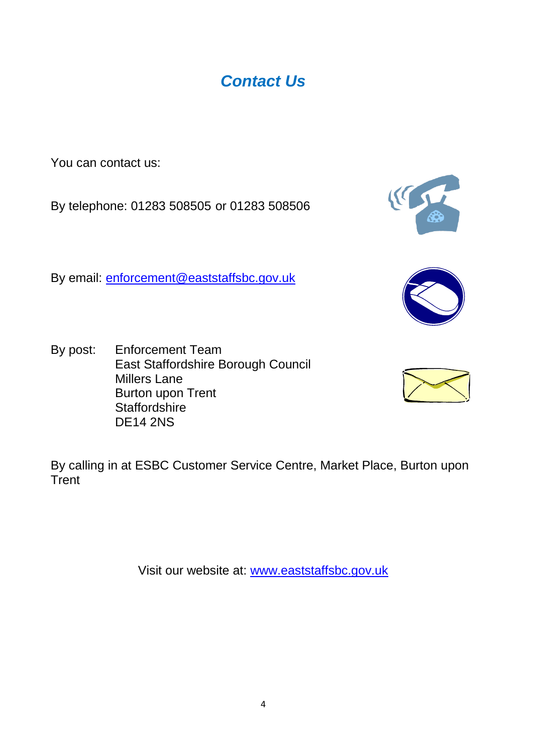## *Contact Us*

You can contact us:

By telephone: 01283 508505 or 01283 508506

By email: [enforcement@eaststaffsbc.gov.uk](mailto:enforcement@eaststaffsbc.gov.uk)

By post: Enforcement Team
East Staffordshire Borough Council
Millers Lane
Burton upon Trent
Staffordshire
DE14 2NS

By calling in at ESBC Customer Service Centre, Market Place, Burton upon Trent

Visit our website at: [www.eaststaffsbc.gov.uk](http://www.eaststaffsbc.gov.uk)